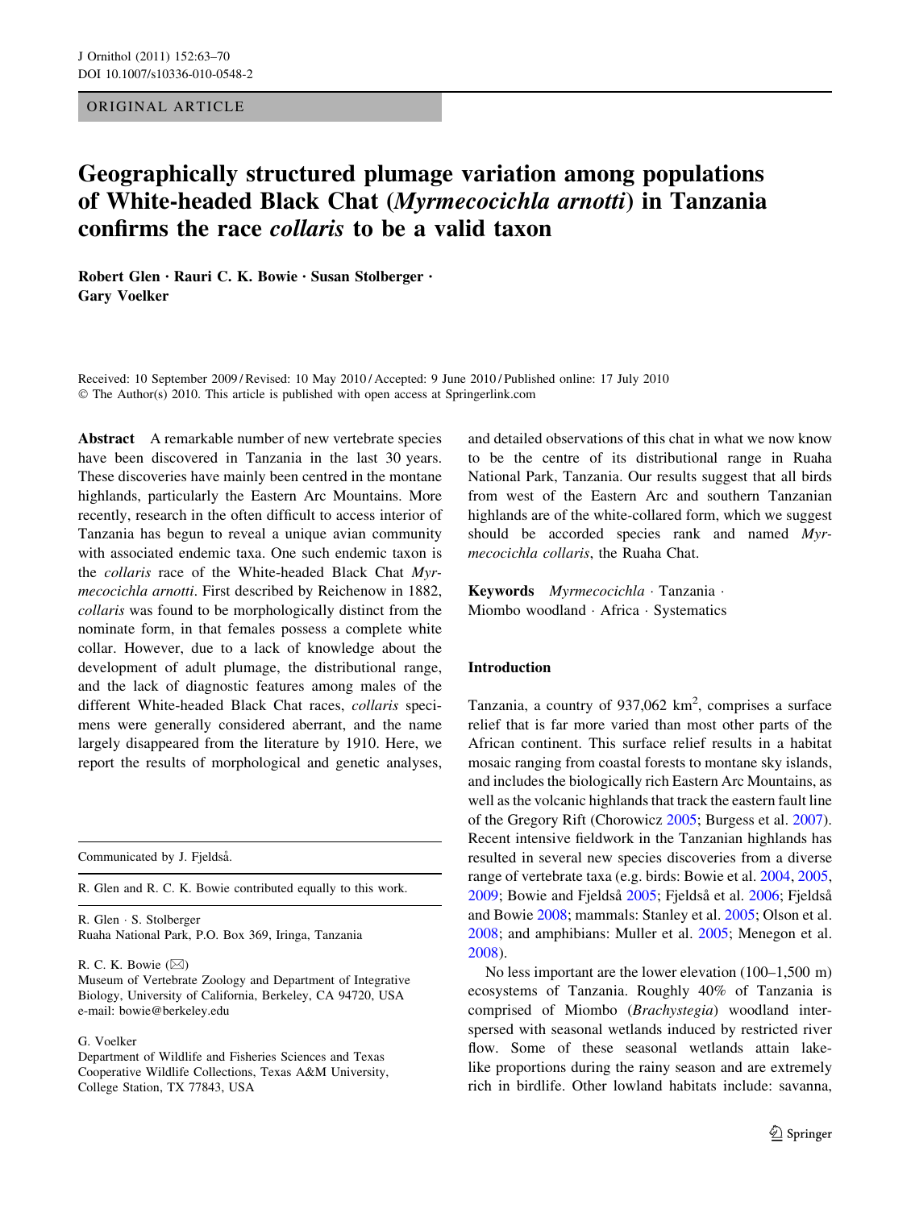ORIGINAL ARTICLE

# Geographically structured plumage variation among populations of White-headed Black Chat (*Myrmecocichla arnotti*) in Tanzania confirms the race *collaris* to be a valid taxon

**Robert Glen · Rauri C. K. Bowie · Susan Stolberger · Gary Voelker**

Received: 10 September 2009 / Revised: 10 May 2010 / Accepted: 9 June 2010 / Published online: 17 July 2010
© The Author(s) 2010. This article is published with open access at Springerlink.com

**Abstract** A remarkable number of new vertebrate species have been discovered in Tanzania in the last 30 years. These discoveries have mainly been centred in the montane highlands, particularly the Eastern Arc Mountains. More recently, research in the often difficult to access interior of Tanzania has begun to reveal a unique avian community with associated endemic taxa. One such endemic taxon is the *collaris* race of the White-headed Black Chat *Myrmecocichla arnotti*. First described by Reichenow in 1882, *collaris* was found to be morphologically distinct from the nominate form, in that females possess a complete white collar. However, due to a lack of knowledge about the development of adult plumage, the distributional range, and the lack of diagnostic features among males of the different White-headed Black Chat races, *collaris* specimens were generally considered aberrant, and the name largely disappeared from the literature by 1910. Here, we report the results of morphological and genetic analyses, and detailed observations of this chat in what we now know to be the centre of its distributional range in Ruaha National Park, Tanzania. Our results suggest that all birds from west of the Eastern Arc and southern Tanzanian highlands are of the white-collared form, which we suggest should be accorded species rank and named *Myrmecocichla collaris*, the Ruaha Chat.

**Keywords** *Myrmecocichla* · Tanzania · Miombo woodland · Africa · Systematics

Communicated by J. Fjeldså.

R. Glen and R. C. K. Bowie contributed equally to this work.

R. Glen · S. Stolberger
Ruaha National Park, P.O. Box 369, Iringa, Tanzania

R. C. K. Bowie (✉)
Museum of Vertebrate Zoology and Department of Integrative Biology, University of California, Berkeley, CA 94720, USA
e-mail: bowie@berkeley.edu

G. Voelker
Department of Wildlife and Fisheries Sciences and Texas Cooperative Wildlife Collections, Texas A&M University, College Station, TX 77843, USA

## Introduction

Tanzania, a country of 937,062 km$^2$, comprises a surface relief that is far more varied than most other parts of the African continent. This surface relief results in a habitat mosaic ranging from coastal forests to montane sky islands, and includes the biologically rich Eastern Arc Mountains, as well as the volcanic highlands that track the eastern fault line of the Gregory Rift (Chorowicz 2005; Burgess et al. 2007). Recent intensive fieldwork in the Tanzanian highlands has resulted in several new species discoveries from a diverse range of vertebrate taxa (e.g. birds: Bowie et al. 2004, 2005, 2009; Bowie and Fjeldså 2005; Fjeldså et al. 2006; Fjeldså and Bowie 2008; mammals: Stanley et al. 2005; Olson et al. 2008; and amphibians: Muller et al. 2005; Menegon et al. 2008).

No less important are the lower elevation (100–1,500 m) ecosystems of Tanzania. Roughly 40% of Tanzania is comprised of Miombo (*Brachystegia*) woodland interspersed with seasonal wetlands induced by restricted river flow. Some of these seasonal wetlands attain lake-like proportions during the rainy season and are extremely rich in birdlife. Other lowland habitats include: savanna,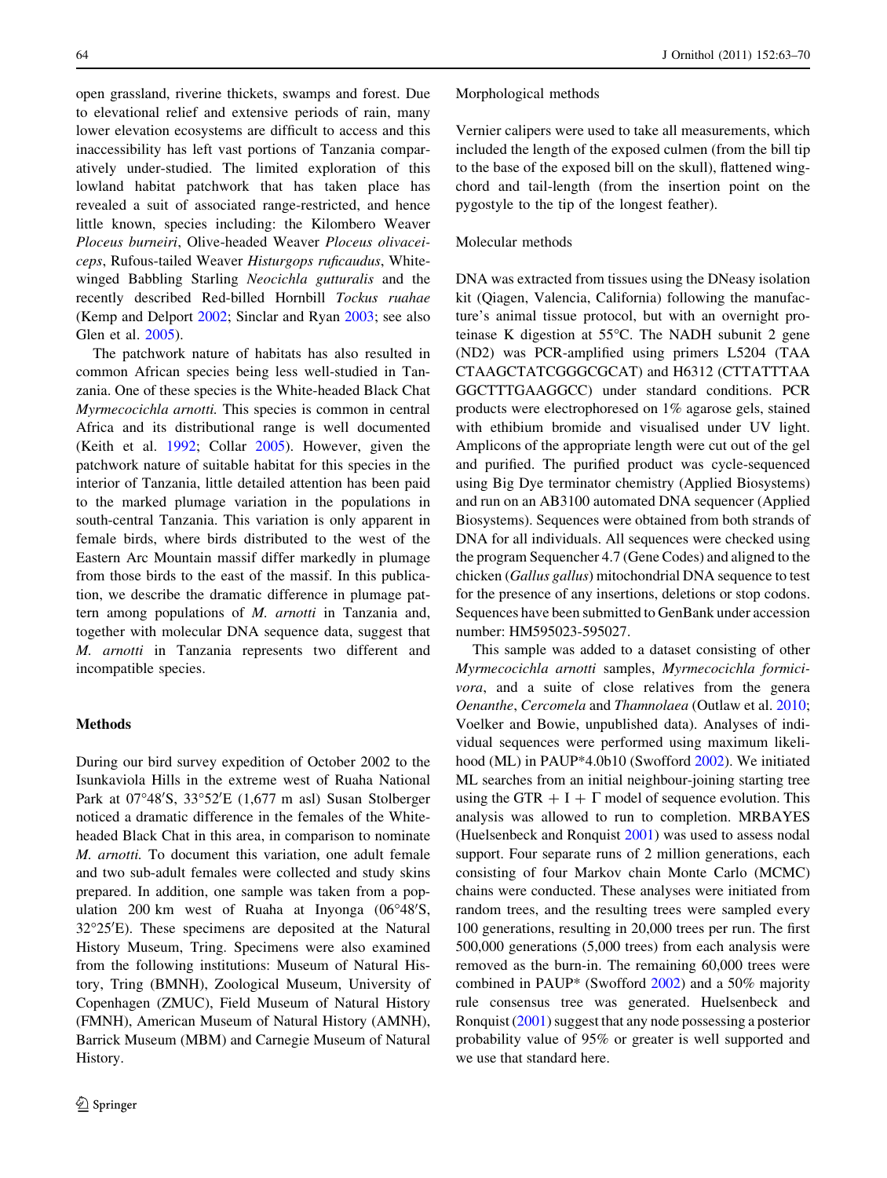open grassland, riverine thickets, swamps and forest. Due to elevational relief and extensive periods of rain, many lower elevation ecosystems are difficult to access and this inaccessibility has left vast portions of Tanzania comparatively under-studied. The limited exploration of this lowland habitat patchwork that has taken place has revealed a suit of associated range-restricted, and hence little known, species including: the Kilombero Weaver *Ploceus burneiri*, Olive-headed Weaver *Ploceus olivaceiceps*, Rufous-tailed Weaver *Histurgops ruficaudus*, White-winged Babbling Starling *Neocichla gutturalis* and the recently described Red-billed Hornbill *Tockus ruahae* (Kemp and Delport 2002; Sinclar and Ryan 2003; see also Glen et al. 2005).

The patchwork nature of habitats has also resulted in common African species being less well-studied in Tanzania. One of these species is the White-headed Black Chat *Myrmecocichla arnotti.* This species is common in central Africa and its distributional range is well documented (Keith et al. 1992; Collar 2005). However, given the patchwork nature of suitable habitat for this species in the interior of Tanzania, little detailed attention has been paid to the marked plumage variation in the populations in south-central Tanzania. This variation is only apparent in female birds, where birds distributed to the west of the Eastern Arc Mountain massif differ markedly in plumage from those birds to the east of the massif. In this publication, we describe the dramatic difference in plumage pattern among populations of *M. arnotti* in Tanzania and, together with molecular DNA sequence data, suggest that *M. arnotti* in Tanzania represents two different and incompatible species.

## Methods

During our bird survey expedition of October 2002 to the Isunkaviola Hills in the extreme west of Ruaha National Park at 07°48′S, 33°52′E (1,677 m asl) Susan Stolberger noticed a dramatic difference in the females of the White-headed Black Chat in this area, in comparison to nominate *M. arnotti.* To document this variation, one adult female and two sub-adult females were collected and study skins prepared. In addition, one sample was taken from a population 200 km west of Ruaha at Inyonga (06°48′S, 32°25′E). These specimens are deposited at the Natural History Museum, Tring. Specimens were also examined from the following institutions: Museum of Natural History, Tring (BMNH), Zoological Museum, University of Copenhagen (ZMUC), Field Museum of Natural History (FMNH), American Museum of Natural History (AMNH), Barrick Museum (MBM) and Carnegie Museum of Natural History.

### Morphological methods

Vernier calipers were used to take all measurements, which included the length of the exposed culmen (from the bill tip to the base of the exposed bill on the skull), flattened wing-chord and tail-length (from the insertion point on the pygostyle to the tip of the longest feather).

### Molecular methods

DNA was extracted from tissues using the DNeasy isolation kit (Qiagen, Valencia, California) following the manufacture's animal tissue protocol, but with an overnight proteinase K digestion at 55°C. The NADH subunit 2 gene (ND2) was PCR-amplified using primers L5204 (TAA CTAAGCTATCGGGCGCAT) and H6312 (CTTATTTAA GGCTTTGAAGGCC) under standard conditions. PCR products were electrophoresed on 1% agarose gels, stained with ethibium bromide and visualised under UV light. Amplicons of the appropriate length were cut out of the gel and purified. The purified product was cycle-sequenced using Big Dye terminator chemistry (Applied Biosystems) and run on an AB3100 automated DNA sequencer (Applied Biosystems). Sequences were obtained from both strands of DNA for all individuals. All sequences were checked using the program Sequencher 4.7 (Gene Codes) and aligned to the chicken (*Gallus gallus*) mitochondrial DNA sequence to test for the presence of any insertions, deletions or stop codons. Sequences have been submitted to GenBank under accession number: HM595023-595027.

This sample was added to a dataset consisting of other *Myrmecocichla arnotti* samples, *Myrmecocichla formicivora*, and a suite of close relatives from the genera *Oenanthe*, *Cercomela* and *Thamnolaea* (Outlaw et al. 2010; Voelker and Bowie, unpublished data). Analyses of individual sequences were performed using maximum likelihood (ML) in PAUP*4.0b10 (Swofford 2002). We initiated ML searches from an initial neighbour-joining starting tree using the GTR + I + Γ model of sequence evolution. This analysis was allowed to run to completion. MRBAYES (Huelsenbeck and Ronquist 2001) was used to assess nodal support. Four separate runs of 2 million generations, each consisting of four Markov chain Monte Carlo (MCMC) chains were conducted. These analyses were initiated from random trees, and the resulting trees were sampled every 100 generations, resulting in 20,000 trees per run. The first 500,000 generations (5,000 trees) from each analysis were removed as the burn-in. The remaining 60,000 trees were combined in PAUP* (Swofford 2002) and a 50% majority rule consensus tree was generated. Huelsenbeck and Ronquist (2001) suggest that any node possessing a posterior probability value of 95% or greater is well supported and we use that standard here.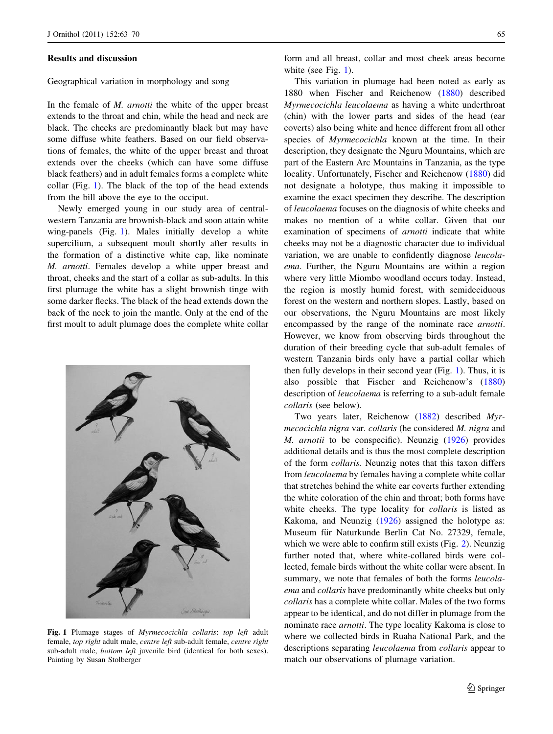## Results and discussion

### Geographical variation in morphology and song

In the female of *M. arnotti* the white of the upper breast extends to the throat and chin, while the head and neck are black. The cheeks are predominantly black but may have some diffuse white feathers. Based on our field observations of females, the white of the upper breast and throat extends over the cheeks (which can have some diffuse black feathers) and in adult females forms a complete white collar (Fig. 1). The black of the top of the head extends from the bill above the eye to the occiput.

Newly emerged young in our study area of central-western Tanzania are brownish-black and soon attain white wing-panels (Fig. 1). Males initially develop a white supercilium, a subsequent moult shortly after results in the formation of a distinctive white cap, like nominate *M. arnotti*. Females develop a white upper breast and throat, cheeks and the start of a collar as sub-adults. In this first plumage the white has a slight brownish tinge with some darker flecks. The black of the head extends down the back of the neck to join the mantle. Only at the end of the first moult to adult plumage does the complete white collar form and all breast, collar and most cheek areas become white (see Fig. 1).

**Fig. 1** Plumage stages of *Myrmecocichla collaris*: *top left* adult female, *top right* adult male, *centre left* sub-adult female, *centre right* sub-adult male, *bottom left* juvenile bird (identical for both sexes). Painting by Susan Stolberger

This variation in plumage had been noted as early as 1880 when Fischer and Reichenow (1880) described *Myrmecocichla leucolaema* as having a white underthroat (chin) with the lower parts and sides of the head (ear coverts) also being white and hence different from all other species of *Myrmecocichla* known at the time. In their description, they designate the Nguru Mountains, which are part of the Eastern Arc Mountains in Tanzania, as the type locality. Unfortunately, Fischer and Reichenow (1880) did not designate a holotype, thus making it impossible to examine the exact specimen they describe. The description of *leucolaema* focuses on the diagnosis of white cheeks and makes no mention of a white collar. Given that our examination of specimens of *arnotti* indicate that white cheeks may not be a diagnostic character due to individual variation, we are unable to confidently diagnose *leucolaema*. Further, the Nguru Mountains are within a region where very little Miombo woodland occurs today. Instead, the region is mostly humid forest, with semideciduous forest on the western and northern slopes. Lastly, based on our observations, the Nguru Mountains are most likely encompassed by the range of the nominate race *arnotti*. However, we know from observing birds throughout the duration of their breeding cycle that sub-adult females of western Tanzania birds only have a partial collar which then fully develops in their second year (Fig. 1). Thus, it is also possible that Fischer and Reichenow's (1880) description of *leucolaema* is referring to a sub-adult female *collaris* (see below).

Two years later, Reichenow (1882) described *Myrmecocichla nigra* var. *collaris* (he considered *M. nigra* and *M. arnotii* to be conspecific). Neunzig (1926) provides additional details and is thus the most complete description of the form *collaris.* Neunzig notes that this taxon differs from *leucolaema* by females having a complete white collar that stretches behind the white ear coverts further extending the white coloration of the chin and throat; both forms have white cheeks. The type locality for *collaris* is listed as Kakoma, and Neunzig (1926) assigned the holotype as: Museum für Naturkunde Berlin Cat No. 27329, female, which we were able to confirm still exists (Fig. 2). Neunzig further noted that, where white-collared birds were collected, female birds without the white collar were absent. In summary, we note that females of both the forms *leucolaema* and *collaris* have predominantly white cheeks but only *collaris* has a complete white collar. Males of the two forms appear to be identical, and do not differ in plumage from the nominate race *arnotti*. The type locality Kakoma is close to where we collected birds in Ruaha National Park, and the descriptions separating *leucolaema* from *collaris* appear to match our observations of plumage variation.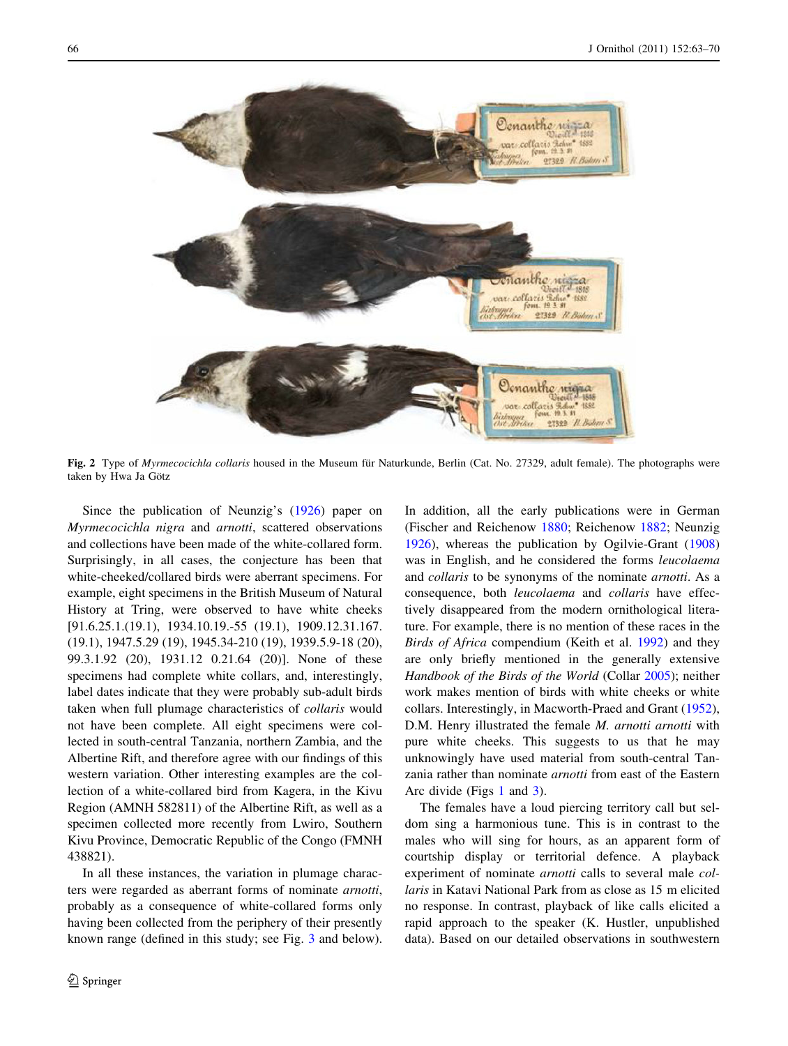**Fig. 2** Type of *Myrmecocichla collaris* housed in the Museum für Naturkunde, Berlin (Cat. No. 27329, adult female). The photographs were taken by Hwa Ja Götz

Since the publication of Neunzig's (1926) paper on *Myrmecocichla nigra* and *arnotti*, scattered observations and collections have been made of the white-collared form. Surprisingly, in all cases, the conjecture has been that white-cheeked/collared birds were aberrant specimens. For example, eight specimens in the British Museum of Natural History at Tring, were observed to have white cheeks [91.6.25.1.(19.1), 1934.10.19.-55 (19.1), 1909.12.31.167. (19.1), 1947.5.29 (19), 1945.34-210 (19), 1939.5.9-18 (20), 99.3.1.92 (20), 1931.12 0.21.64 (20)]. None of these specimens had complete white collars, and, interestingly, label dates indicate that they were probably sub-adult birds taken when full plumage characteristics of *collaris* would not have been complete. All eight specimens were collected in south-central Tanzania, northern Zambia, and the Albertine Rift, and therefore agree with our findings of this western variation. Other interesting examples are the collection of a white-collared bird from Kagera, in the Kivu Region (AMNH 582811) of the Albertine Rift, as well as a specimen collected more recently from Lwiro, Southern Kivu Province, Democratic Republic of the Congo (FMNH 438821).

In all these instances, the variation in plumage characters were regarded as aberrant forms of nominate *arnotti*, probably as a consequence of white-collared forms only having been collected from the periphery of their presently known range (defined in this study; see Fig. 3 and below). In addition, all the early publications were in German (Fischer and Reichenow 1880; Reichenow 1882; Neunzig 1926), whereas the publication by Ogilvie-Grant (1908) was in English, and he considered the forms *leucolaema* and *collaris* to be synonyms of the nominate *arnotti*. As a consequence, both *leucolaema* and *collaris* have effectively disappeared from the modern ornithological literature. For example, there is no mention of these races in the *Birds of Africa* compendium (Keith et al. 1992) and they are only briefly mentioned in the generally extensive *Handbook of the Birds of the World* (Collar 2005); neither work makes mention of birds with white cheeks or white collars. Interestingly, in Macworth-Praed and Grant (1952), D.M. Henry illustrated the female *M. arnotti arnotti* with pure white cheeks. This suggests to us that he may unknowingly have used material from south-central Tanzania rather than nominate *arnotti* from east of the Eastern Arc divide (Figs 1 and 3).

The females have a loud piercing territory call but seldom sing a harmonious tune. This is in contrast to the males who will sing for hours, as an apparent form of courtship display or territorial defence. A playback experiment of nominate *arnotti* calls to several male *collaris* in Katavi National Park from as close as 15 m elicited no response. In contrast, playback of like calls elicited a rapid approach to the speaker (K. Hustler, unpublished data). Based on our detailed observations in southwestern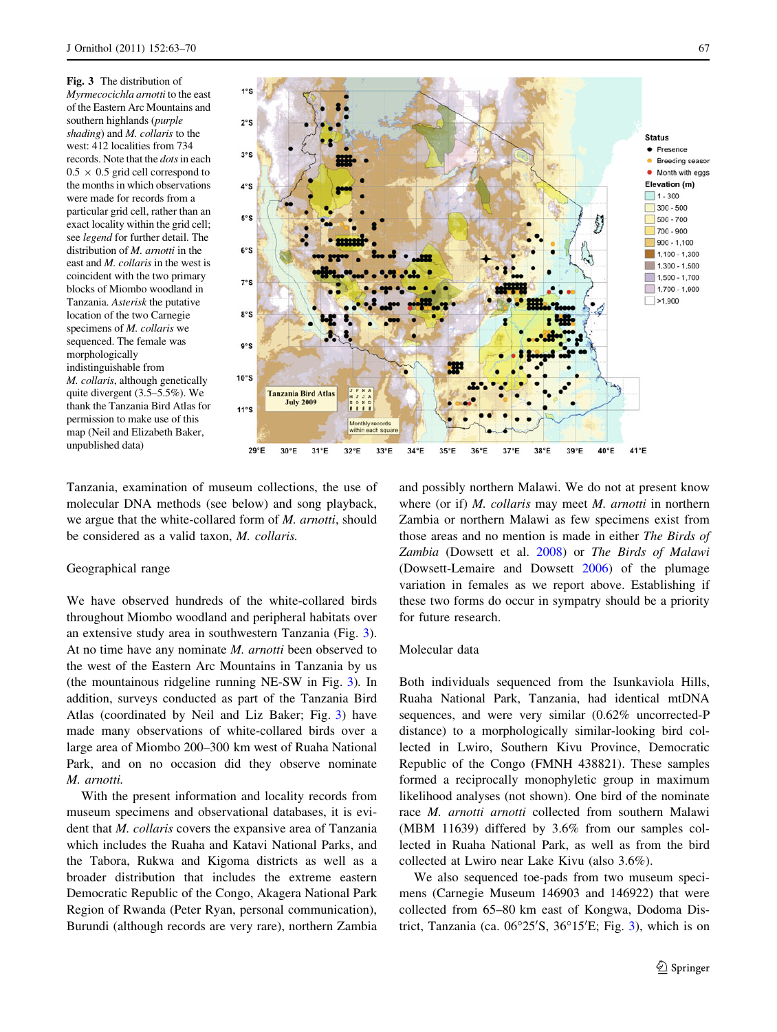1°S

2°S

3°S

4°S

5°S

6°S

7°S

8°S

9°S

10°S

11°S

29°E 30°E 31°E 32°E 33°E 34°E 35°E 36°E 37°E 38°E 39°E 40°E 41°E

Status

Presence

Breeding season

Month with eggs

Elevation (m)

1 - 300

300 - 500

500 - 700

700 - 900

900 - 1,100

1,100 - 1,300

1,300 - 1,500

1,500 - 1,700

1,700 - 1,900

>1,900

Tanzania Bird Atlas
July 2009

J F M A
M J J A
S O N D

Monthly records within each square

**Fig. 3** The distribution of *Myrmecocichla arnotti* to the east of the Eastern Arc Mountains and southern highlands (*purple shading*) and *M. collaris* to the west: 412 localities from 734 records. Note that the *dots* in each 0.5 × 0.5 grid cell correspond to the months in which observations were made for records from a particular grid cell, rather than an exact locality within the grid cell; see *legend* for further detail. The distribution of *M. arnotti* in the east and *M. collaris* in the west is coincident with the two primary blocks of Miombo woodland in Tanzania. *Asterisk* the putative location of the two Carnegie specimens of *M. collaris* we sequenced. The female was morphologically indistinguishable from *M. collaris*, although genetically quite divergent (3.5–5.5%). We thank the Tanzania Bird Atlas for permission to make use of this map (Neil and Elizabeth Baker, unpublished data)

Tanzania, examination of museum collections, the use of molecular DNA methods (see below) and song playback, we argue that the white-collared form of *M. arnotti*, should be considered as a valid taxon, *M. collaris*.

## Geographical range

We have observed hundreds of the white-collared birds throughout Miombo woodland and peripheral habitats over an extensive study area in southwestern Tanzania (Fig. 3). At no time have any nominate *M. arnotti* been observed to the west of the Eastern Arc Mountains in Tanzania by us (the mountainous ridgeline running NE-SW in Fig. 3). In addition, surveys conducted as part of the Tanzania Bird Atlas (coordinated by Neil and Liz Baker; Fig. 3) have made many observations of white-collared birds over a large area of Miombo 200–300 km west of Ruaha National Park, and on no occasion did they observe nominate *M. arnotti*.

With the present information and locality records from museum specimens and observational databases, it is evident that *M. collaris* covers the expansive area of Tanzania which includes the Ruaha and Katavi National Parks, and the Tabora, Rukwa and Kigoma districts as well as a broader distribution that includes the extreme eastern Democratic Republic of the Congo, Akagera National Park Region of Rwanda (Peter Ryan, personal communication), Burundi (although records are very rare), northern Zambia and possibly northern Malawi. We do not at present know where (or if) *M. collaris* may meet *M. arnotti* in northern Zambia or northern Malawi as few specimens exist from those areas and no mention is made in either *The Birds of Zambia* (Dowsett et al. 2008) or *The Birds of Malawi* (Dowsett-Lemaire and Dowsett 2006) of the plumage variation in females as we report above. Establishing if these two forms do occur in sympatry should be a priority for future research.

## Molecular data

Both individuals sequenced from the Isunkaviola Hills, Ruaha National Park, Tanzania, had identical mtDNA sequences, and were very similar (0.62% uncorrected-P distance) to a morphologically similar-looking bird collected in Lwiro, Southern Kivu Province, Democratic Republic of the Congo (FMNH 438821). These samples formed a reciprocally monophyletic group in maximum likelihood analyses (not shown). One bird of the nominate race *M. arnotti arnotti* collected from southern Malawi (MBM 11639) differed by 3.6% from our samples collected in Ruaha National Park, as well as from the bird collected at Lwiro near Lake Kivu (also 3.6%).

We also sequenced toe-pads from two museum specimens (Carnegie Museum 146903 and 146922) that were collected from 65–80 km east of Kongwa, Dodoma District, Tanzania (ca. 06°25′S, 36°15′E; Fig. 3), which is on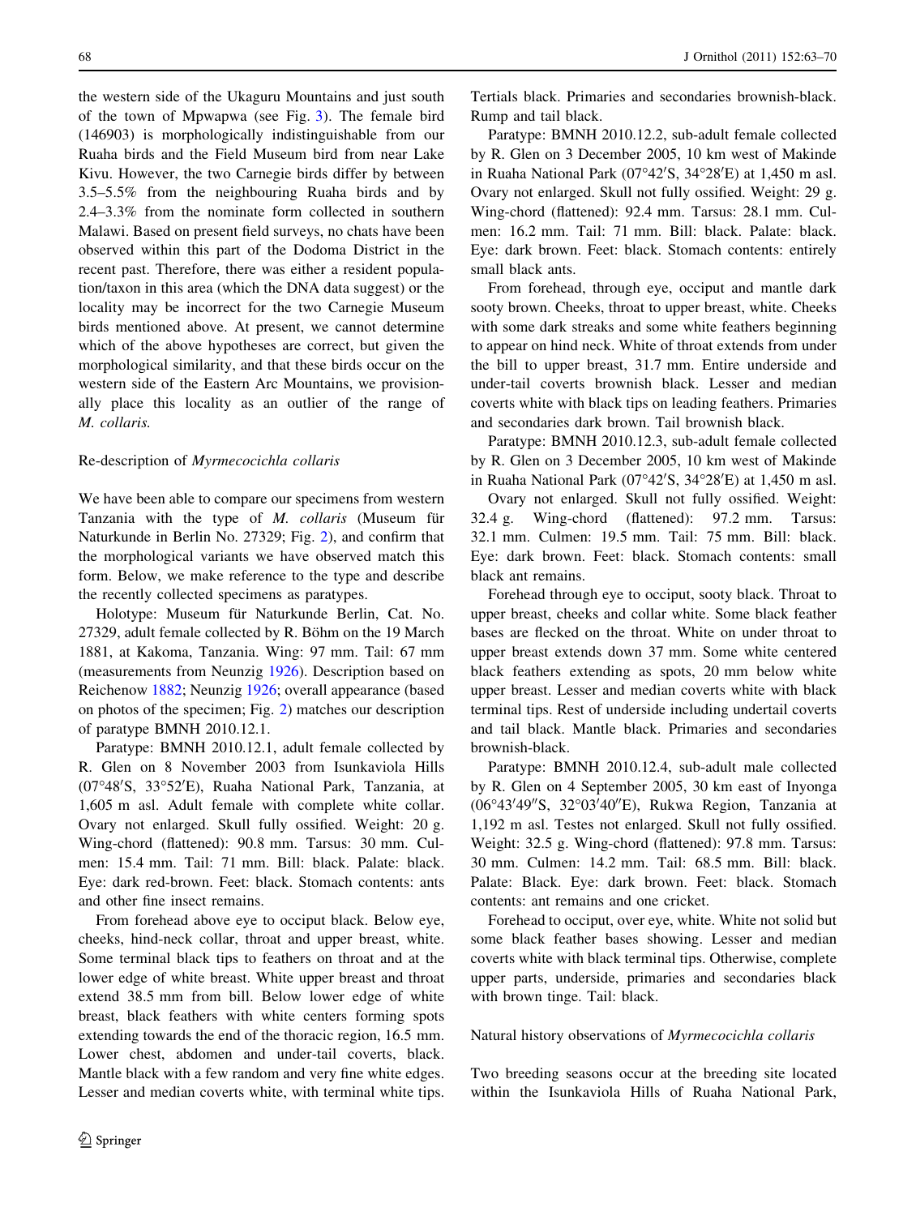the western side of the Ukaguru Mountains and just south of the town of Mpwapwa (see Fig. 3). The female bird (146903) is morphologically indistinguishable from our Ruaha birds and the Field Museum bird from near Lake Kivu. However, the two Carnegie birds differ by between 3.5–5.5% from the neighbouring Ruaha birds and by 2.4–3.3% from the nominate form collected in southern Malawi. Based on present field surveys, no chats have been observed within this part of the Dodoma District in the recent past. Therefore, there was either a resident population/taxon in this area (which the DNA data suggest) or the locality may be incorrect for the two Carnegie Museum birds mentioned above. At present, we cannot determine which of the above hypotheses are correct, but given the morphological similarity, and that these birds occur on the western side of the Eastern Arc Mountains, we provisionally place this locality as an outlier of the range of *M. collaris*.

## Re-description of *Myrmecocichla collaris*

We have been able to compare our specimens from western Tanzania with the type of *M. collaris* (Museum für Naturkunde in Berlin No. 27329; Fig. 2), and confirm that the morphological variants we have observed match this form. Below, we make reference to the type and describe the recently collected specimens as paratypes.

Holotype: Museum für Naturkunde Berlin, Cat. No. 27329, adult female collected by R. Böhm on the 19 March 1881, at Kakoma, Tanzania. Wing: 97 mm. Tail: 67 mm (measurements from Neunzig 1926). Description based on Reichenow 1882; Neunzig 1926; overall appearance (based on photos of the specimen; Fig. 2) matches our description of paratype BMNH 2010.12.1.

Paratype: BMNH 2010.12.1, adult female collected by R. Glen on 8 November 2003 from Isunkaviola Hills (07°48′S, 33°52′E), Ruaha National Park, Tanzania, at 1,605 m asl. Adult female with complete white collar. Ovary not enlarged. Skull fully ossified. Weight: 20 g. Wing-chord (flattened): 90.8 mm. Tarsus: 30 mm. Culmen: 15.4 mm. Tail: 71 mm. Bill: black. Palate: black. Eye: dark red-brown. Feet: black. Stomach contents: ants and other fine insect remains.

From forehead above eye to occiput black. Below eye, cheeks, hind-neck collar, throat and upper breast, white. Some terminal black tips to feathers on throat and at the lower edge of white breast. White upper breast and throat extend 38.5 mm from bill. Below lower edge of white breast, black feathers with white centers forming spots extending towards the end of the thoracic region, 16.5 mm. Lower chest, abdomen and under-tail coverts, black. Mantle black with a few random and very fine white edges. Lesser and median coverts white, with terminal white tips. Tertials black. Primaries and secondaries brownish-black. Rump and tail black.

Paratype: BMNH 2010.12.2, sub-adult female collected by R. Glen on 3 December 2005, 10 km west of Makinde in Ruaha National Park (07°42′S, 34°28′E) at 1,450 m asl. Ovary not enlarged. Skull not fully ossified. Weight: 29 g. Wing-chord (flattened): 92.4 mm. Tarsus: 28.1 mm. Culmen: 16.2 mm. Tail: 71 mm. Bill: black. Palate: black. Eye: dark brown. Feet: black. Stomach contents: entirely small black ants.

From forehead, through eye, occiput and mantle dark sooty brown. Cheeks, throat to upper breast, white. Cheeks with some dark streaks and some white feathers beginning to appear on hind neck. White of throat extends from under the bill to upper breast, 31.7 mm. Entire underside and under-tail coverts brownish black. Lesser and median coverts white with black tips on leading feathers. Primaries and secondaries dark brown. Tail brownish black.

Paratype: BMNH 2010.12.3, sub-adult female collected by R. Glen on 3 December 2005, 10 km west of Makinde in Ruaha National Park (07°42′S, 34°28′E) at 1,450 m asl.

Ovary not enlarged. Skull not fully ossified. Weight: 32.4 g. Wing-chord (flattened): 97.2 mm. Tarsus: 32.1 mm. Culmen: 19.5 mm. Tail: 75 mm. Bill: black. Eye: dark brown. Feet: black. Stomach contents: small black ant remains.

Forehead through eye to occiput, sooty black. Throat to upper breast, cheeks and collar white. Some black feather bases are flecked on the throat. White on under throat to upper breast extends down 37 mm. Some white centered black feathers extending as spots, 20 mm below white upper breast. Lesser and median coverts white with black terminal tips. Rest of underside including undertail coverts and tail black. Mantle black. Primaries and secondaries brownish-black.

Paratype: BMNH 2010.12.4, sub-adult male collected by R. Glen on 4 September 2005, 30 km east of Inyonga (06°43′49″S, 32°03′40″E), Rukwa Region, Tanzania at 1,192 m asl. Testes not enlarged. Skull not fully ossified. Weight: 32.5 g. Wing-chord (flattened): 97.8 mm. Tarsus: 30 mm. Culmen: 14.2 mm. Tail: 68.5 mm. Bill: black. Palate: Black. Eye: dark brown. Feet: black. Stomach contents: ant remains and one cricket.

Forehead to occiput, over eye, white. White not solid but some black feather bases showing. Lesser and median coverts white with black terminal tips. Otherwise, complete upper parts, underside, primaries and secondaries black with brown tinge. Tail: black.

## Natural history observations of *Myrmecocichla collaris*

Two breeding seasons occur at the breeding site located within the Isunkaviola Hills of Ruaha National Park,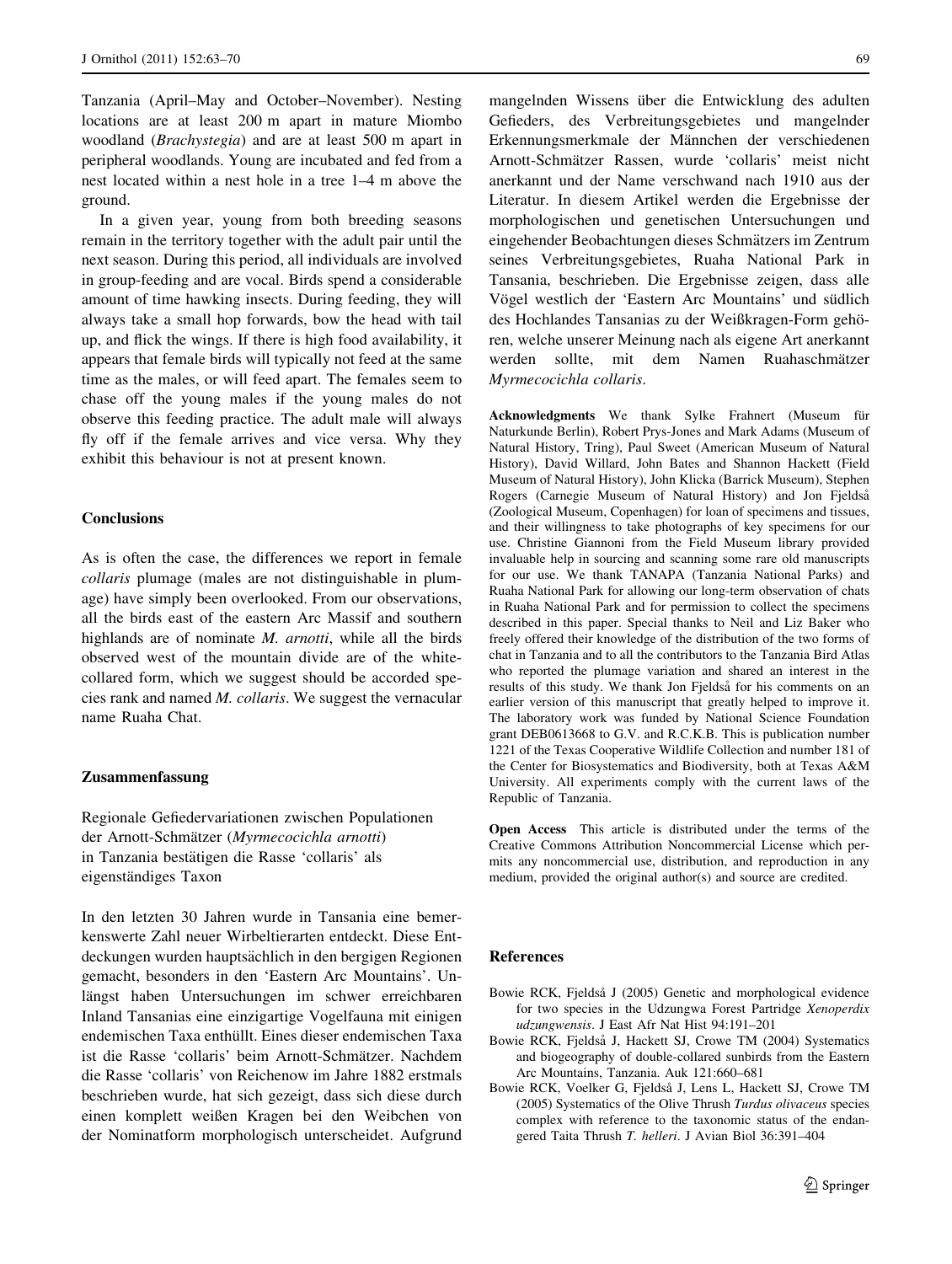Tanzania (April–May and October–November). Nesting locations are at least 200 m apart in mature Miombo woodland (*Brachystegia*) and are at least 500 m apart in peripheral woodlands. Young are incubated and fed from a nest located within a nest hole in a tree 1–4 m above the ground.

In a given year, young from both breeding seasons remain in the territory together with the adult pair until the next season. During this period, all individuals are involved in group-feeding and are vocal. Birds spend a considerable amount of time hawking insects. During feeding, they will always take a small hop forwards, bow the head with tail up, and flick the wings. If there is high food availability, it appears that female birds will typically not feed at the same time as the males, or will feed apart. The females seem to chase off the young males if the young males do not observe this feeding practice. The adult male will always fly off if the female arrives and vice versa. Why they exhibit this behaviour is not at present known.

## Conclusions

As is often the case, the differences we report in female *collaris* plumage (males are not distinguishable in plumage) have simply been overlooked. From our observations, all the birds east of the eastern Arc Massif and southern highlands are of nominate *M. arnotti*, while all the birds observed west of the mountain divide are of the white-collared form, which we suggest should be accorded species rank and named *M. collaris*. We suggest the vernacular name Ruaha Chat.

## Zusammenfassung

Regionale Gefiedervariationen zwischen Populationen der Arnott-Schmätzer (*Myrmecocichla arnotti*) in Tanzania bestätigen die Rasse 'collaris' als eigenständiges Taxon

In den letzten 30 Jahren wurde in Tansania eine bemerkenswerte Zahl neuer Wirbeltierarten entdeckt. Diese Entdeckungen wurden hauptsächlich in den bergigen Regionen gemacht, besonders in den 'Eastern Arc Mountains'. Unlängst haben Untersuchungen im schwer erreichbaren Inland Tansanias eine einzigartige Vogelfauna mit einigen endemischen Taxa enthüllt. Eines dieser endemischen Taxa ist die Rasse 'collaris' beim Arnott-Schmätzer. Nachdem die Rasse 'collaris' von Reichenow im Jahre 1882 erstmals beschrieben wurde, hat sich gezeigt, dass sich diese durch einen komplett weißen Kragen bei den Weibchen von der Nominatform morphologisch unterscheidet. Aufgrund mangelnden Wissens über die Entwicklung des adulten Gefieders, des Verbreitungsgebietes und mangelnder Erkennungsmerkmale der Männchen der verschiedenen Arnott-Schmätzer Rassen, wurde 'collaris' meist nicht anerkannt und der Name verschwand nach 1910 aus der Literatur. In diesem Artikel werden die Ergebnisse der morphologischen und genetischen Untersuchungen und eingehender Beobachtungen dieses Schmätzers im Zentrum seines Verbreitungsgebietes, Ruaha National Park in Tansania, beschrieben. Die Ergebnisse zeigen, dass alle Vögel westlich der 'Eastern Arc Mountains' und südlich des Hochlandes Tansanias zu der Weißkragen-Form gehören, welche unserer Meinung nach als eigene Art anerkannt werden sollte, mit dem Namen Ruahaschmätzer *Myrmecocichla collaris*.

**Acknowledgments** We thank Sylke Frahnert (Museum für Naturkunde Berlin), Robert Prys-Jones and Mark Adams (Museum of Natural History, Tring), Paul Sweet (American Museum of Natural History), David Willard, John Bates and Shannon Hackett (Field Museum of Natural History), John Klicka (Barrick Museum), Stephen Rogers (Carnegie Museum of Natural History) and Jon Fjeldså (Zoological Museum, Copenhagen) for loan of specimens and tissues, and their willingness to take photographs of key specimens for our use. Christine Giannoni from the Field Museum library provided invaluable help in sourcing and scanning some rare old manuscripts for our use. We thank TANAPA (Tanzania National Parks) and Ruaha National Park for allowing our long-term observation of chats in Ruaha National Park and for permission to collect the specimens described in this paper. Special thanks to Neil and Liz Baker who freely offered their knowledge of the distribution of the two forms of chat in Tanzania and to all the contributors to the Tanzania Bird Atlas who reported the plumage variation and shared an interest in the results of this study. We thank Jon Fjeldså for his comments on an earlier version of this manuscript that greatly helped to improve it. The laboratory work was funded by National Science Foundation grant DEB0613668 to G.V. and R.C.K.B. This is publication number 1221 of the Texas Cooperative Wildlife Collection and number 181 of the Center for Biosystematics and Biodiversity, both at Texas A&M University. All experiments comply with the current laws of the Republic of Tanzania.

**Open Access** This article is distributed under the terms of the Creative Commons Attribution Noncommercial License which permits any noncommercial use, distribution, and reproduction in any medium, provided the original author(s) and source are credited.

## References

Bowie RCK, Fjeldså J (2005) Genetic and morphological evidence for two species in the Udzungwa Forest Partridge *Xenoperdix udzungwensis*. J East Afr Nat Hist 94:191–201

Bowie RCK, Fjeldså J, Hackett SJ, Crowe TM (2004) Systematics and biogeography of double-collared sunbirds from the Eastern Arc Mountains, Tanzania. Auk 121:660–681

Bowie RCK, Voelker G, Fjeldså J, Lens L, Hackett SJ, Crowe TM (2005) Systematics of the Olive Thrush *Turdus olivaceus* species complex with reference to the taxonomic status of the endangered Taita Thrush *T. helleri*. J Avian Biol 36:391–404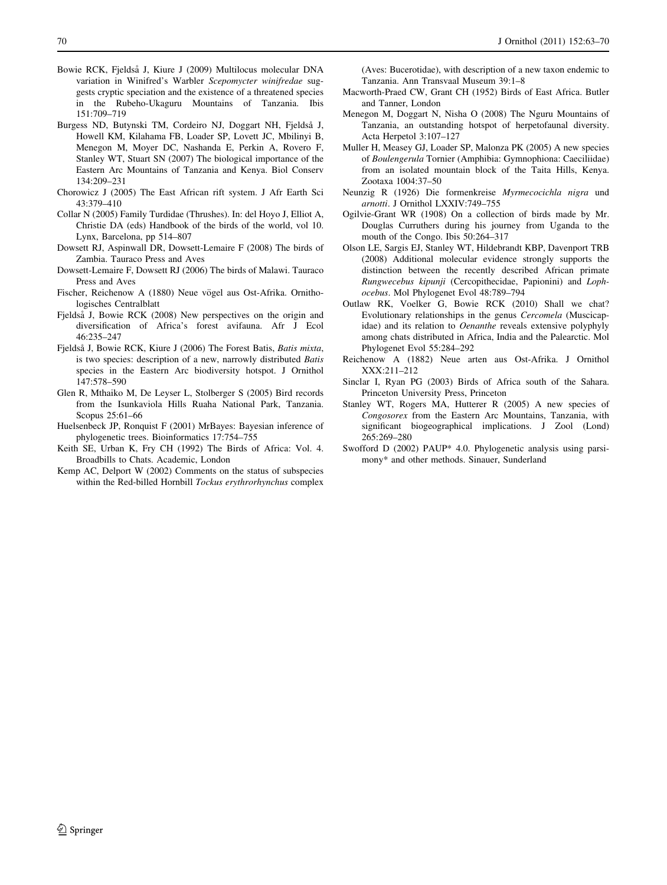Bowie RCK, Fjeldså J, Kiure J (2009) Multilocus molecular DNA variation in Winifred's Warbler *Scepomycter winifredae* suggests cryptic speciation and the existence of a threatened species in the Rubeho-Ukaguru Mountains of Tanzania. Ibis 151:709–719

Burgess ND, Butynski TM, Cordeiro NJ, Doggart NH, Fjeldså J, Howell KM, Kilahama FB, Loader SP, Lovett JC, Mbilinyi B, Menegon M, Moyer DC, Nashanda E, Perkin A, Rovero F, Stanley WT, Stuart SN (2007) The biological importance of the Eastern Arc Mountains of Tanzania and Kenya. Biol Conserv 134:209–231

Chorowicz J (2005) The East African rift system. J Afr Earth Sci 43:379–410

Collar N (2005) Family Turdidae (Thrushes). In: del Hoyo J, Elliot A, Christie DA (eds) Handbook of the birds of the world, vol 10. Lynx, Barcelona, pp 514–807

Dowsett RJ, Aspinwall DR, Dowsett-Lemaire F (2008) The birds of Zambia. Tauraco Press and Aves

Dowsett-Lemaire F, Dowsett RJ (2006) The birds of Malawi. Tauraco Press and Aves

Fischer, Reichenow A (1880) Neue vögel aus Ost-Afrika. Ornithologisches Centralblatt

Fjeldså J, Bowie RCK (2008) New perspectives on the origin and diversification of Africa's forest avifauna. Afr J Ecol 46:235–247

Fjeldså J, Bowie RCK, Kiure J (2006) The Forest Batis, *Batis mixta*, is two species: description of a new, narrowly distributed *Batis* species in the Eastern Arc biodiversity hotspot. J Ornithol 147:578–590

Glen R, Mthaiko M, De Leyser L, Stolberger S (2005) Bird records from the Isunkaviola Hills Ruaha National Park, Tanzania. Scopus 25:61–66

Huelsenbeck JP, Ronquist F (2001) MrBayes: Bayesian inference of phylogenetic trees. Bioinformatics 17:754–755

Keith SE, Urban K, Fry CH (1992) The Birds of Africa: Vol. 4. Broadbills to Chats. Academic, London

Kemp AC, Delport W (2002) Comments on the status of subspecies within the Red-billed Hornbill *Tockus erythrorhynchus* complex (Aves: Bucerotidae), with description of a new taxon endemic to Tanzania. Ann Transvaal Museum 39:1–8

Macworth-Praed CW, Grant CH (1952) Birds of East Africa. Butler and Tanner, London

Menegon M, Doggart N, Nisha O (2008) The Nguru Mountains of Tanzania, an outstanding hotspot of herpetofaunal diversity. Acta Herpetol 3:107–127

Muller H, Measey GJ, Loader SP, Malonza PK (2005) A new species of *Boulengerula* Tornier (Amphibia: Gymnophiona: Caeciliidae) from an isolated mountain block of the Taita Hills, Kenya. Zootaxa 1004:37–50

Neunzig R (1926) Die formenkreise *Myrmecocichla nigra* und *arnotti*. J Ornithol LXXIV:749–755

Ogilvie-Grant WR (1908) On a collection of birds made by Mr. Douglas Curruthers during his journey from Uganda to the mouth of the Congo. Ibis 50:264–317

Olson LE, Sargis EJ, Stanley WT, Hildebrandt KBP, Davenport TRB (2008) Additional molecular evidence strongly supports the distinction between the recently described African primate *Rungwecebus kipunji* (Cercopithecidae, Papionini) and *Lophocebus*. Mol Phylogenet Evol 48:789–794

Outlaw RK, Voelker G, Bowie RCK (2010) Shall we chat? Evolutionary relationships in the genus *Cercomela* (Muscicapidae) and its relation to *Oenanthe* reveals extensive polyphyly among chats distributed in Africa, India and the Palearctic. Mol Phylogenet Evol 55:284–292

Reichenow A (1882) Neue arten aus Ost-Afrika. J Ornithol XXX:211–212

Sinclar I, Ryan PG (2003) Birds of Africa south of the Sahara. Princeton University Press, Princeton

Stanley WT, Rogers MA, Hutterer R (2005) A new species of *Congosorex* from the Eastern Arc Mountains, Tanzania, with significant biogeographical implications. J Zool (Lond) 265:269–280

Swofford D (2002) PAUP* 4.0. Phylogenetic analysis using parsimony* and other methods. Sinauer, Sunderland